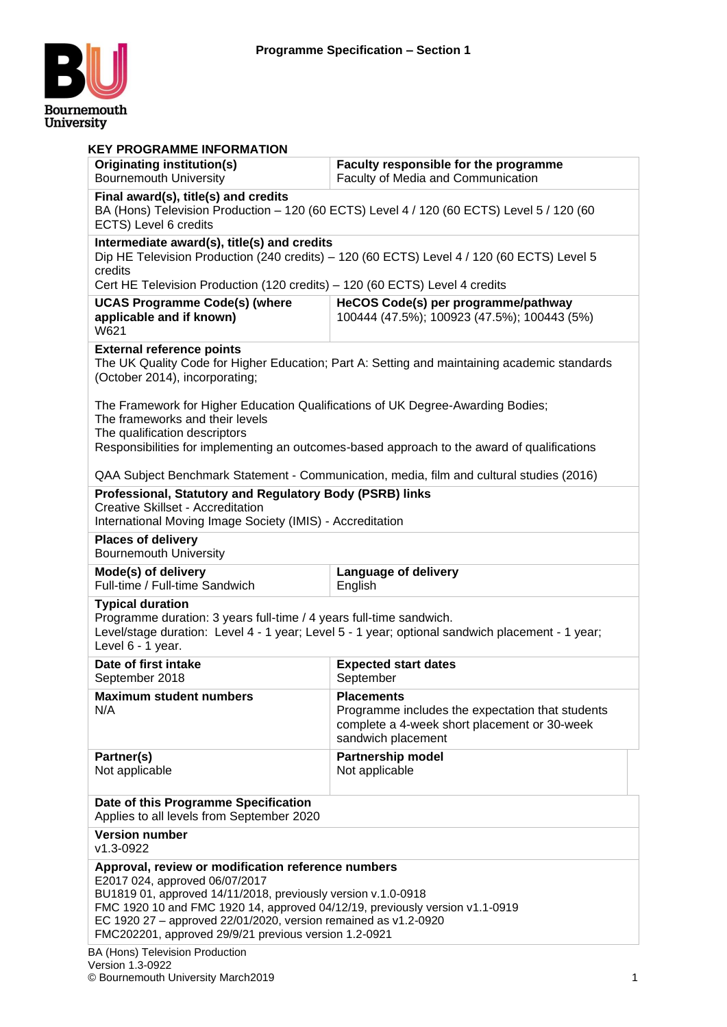# Programme Specification – Section 1

## KEY PROGRAMME INFORMATION

| **Originating institution(s)**<br>Bournemouth University | **Faculty responsible for the programme**<br>Faculty of Media and Communication |
|---|---|
| **Final award(s), title(s) and credits**<br>BA (Hons) Television Production – 120 (60 ECTS) Level 4 / 120 (60 ECTS) Level 5 / 120 (60 ECTS) Level 6 credits | |
| **Intermediate award(s), title(s) and credits**<br>Dip HE Television Production (240 credits) – 120 (60 ECTS) Level 4 / 120 (60 ECTS) Level 5 credits<br>Cert HE Television Production (120 credits) – 120 (60 ECTS) Level 4 credits | |
| **UCAS Programme Code(s) (where applicable and if known)**<br>W621 | **HeCOS Code(s) per programme/pathway**<br>100444 (47.5%); 100923 (47.5%); 100443 (5%) |
| **External reference points**<br>The UK Quality Code for Higher Education; Part A: Setting and maintaining academic standards (October 2014), incorporating;<br><br>The Framework for Higher Education Qualifications of UK Degree-Awarding Bodies;<br>The frameworks and their levels<br>The qualification descriptors<br>Responsibilities for implementing an outcomes-based approach to the award of qualifications<br><br>QAA Subject Benchmark Statement - Communication, media, film and cultural studies (2016) | |
| **Professional, Statutory and Regulatory Body (PSRB) links**<br>Creative Skillset - Accreditation<br>International Moving Image Society (IMIS) - Accreditation | |
| **Places of delivery**<br>Bournemouth University | |
| **Mode(s) of delivery**<br>Full-time / Full-time Sandwich | **Language of delivery**<br>English |
| **Typical duration**<br>Programme duration: 3 years full-time / 4 years full-time sandwich.<br>Level/stage duration: Level 4 - 1 year; Level 5 - 1 year; optional sandwich placement - 1 year; Level 6 - 1 year. | |
| **Date of first intake**<br>September 2018 | **Expected start dates**<br>September |
| **Maximum student numbers**<br>N/A | **Placements**<br>Programme includes the expectation that students complete a 4-week short placement or 30-week sandwich placement |
| **Partner(s)**<br>Not applicable | **Partnership model**<br>Not applicable |
| **Date of this Programme Specification**<br>Applies to all levels from September 2020 | |
| **Version number**<br>v1.3-0922 | |
| **Approval, review or modification reference numbers**<br>E2017 024, approved 06/07/2017<br>BU1819 01, approved 14/11/2018, previously version v.1.0-0918<br>FMC 1920 10 and FMC 1920 14, approved 04/12/19, previously version v1.1-0919<br>EC 1920 27 – approved 22/01/2020, version remained as v1.2-0920<br>FMC202201, approved 29/9/21 previous version 1.2-0921 | |

BA (Hons) Television Production
Version 1.3-0922
© Bournemouth University March2019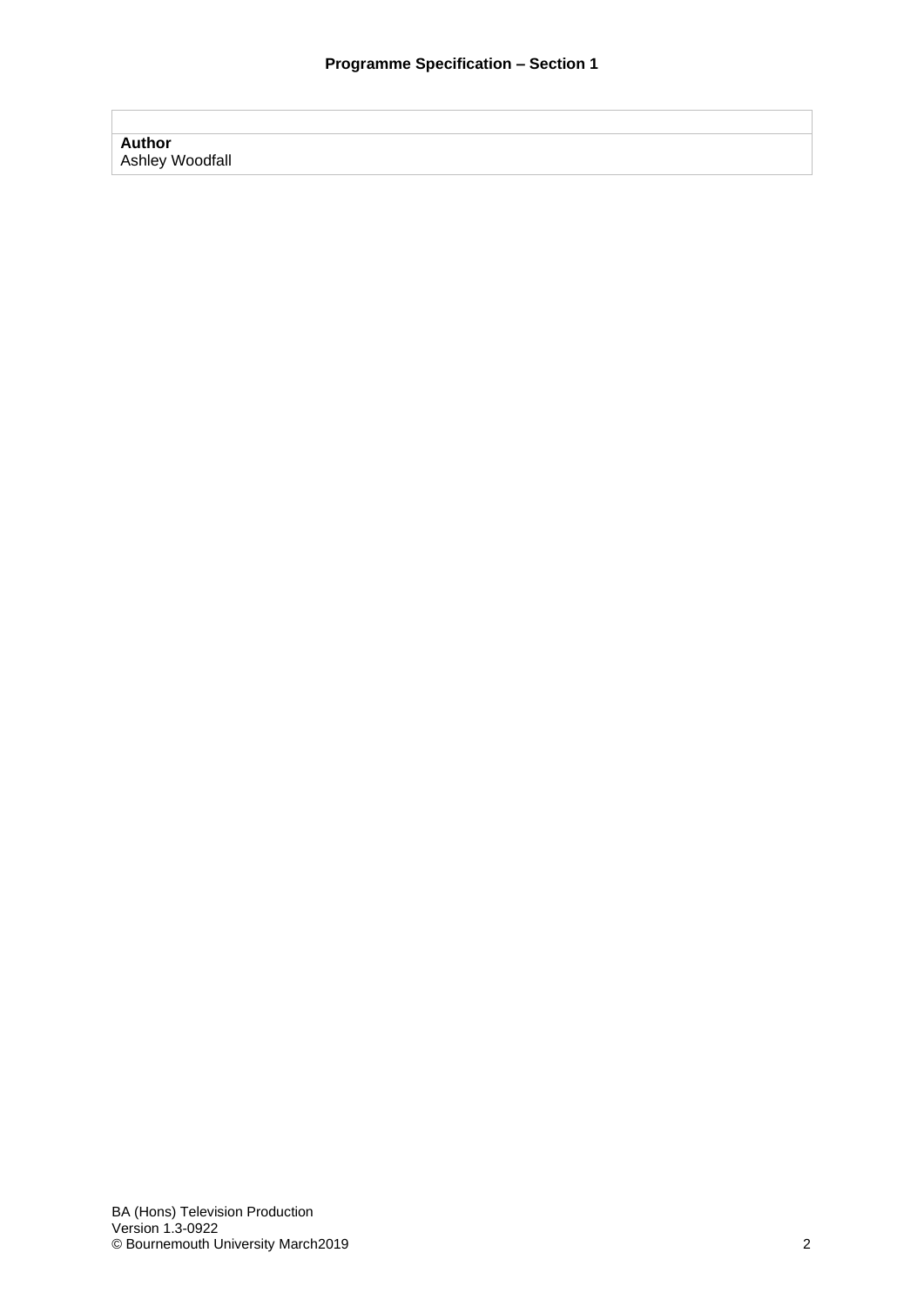**Programme Specification – Section 1**

| |
|---|
| **Author**<br>Ashley Woodfall |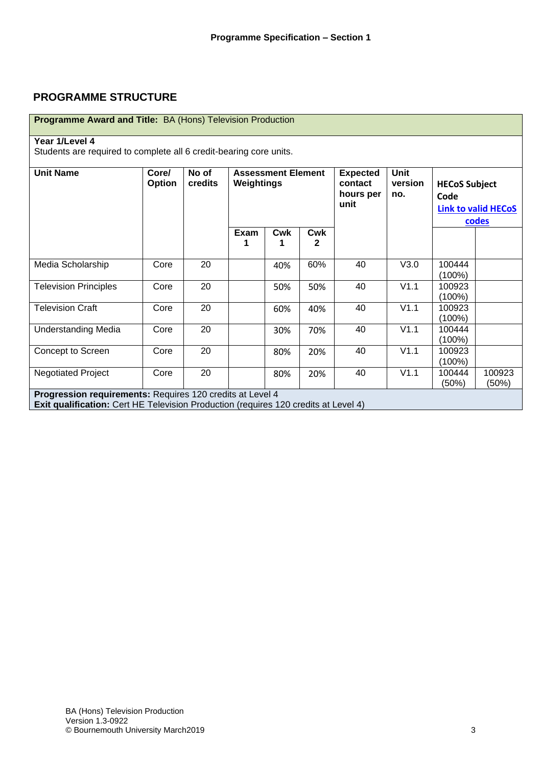## PROGRAMME STRUCTURE

| **Programme Award and Title:** BA (Hons) Television Production | | | | | | | | | |
|---|---|---|---|---|---|---|---|---|---|
| **Year 1/Level 4**<br>Students are required to complete all 6 credit-bearing core units. | | | | | | | | | |
| **Unit Name** | **Core/ Option** | **No of credits** | **Assessment Element Weightings** | | | **Expected contact hours per unit** | **Unit version no.** | **HECoS Subject Code** **Link to valid HECoS codes** | |
| | | | **Exam 1** | **Cwk 1** | **Cwk 2** | | | | |
| Media Scholarship | Core | 20 | | 40% | 60% | 40 | V3.0 | 100444 (100%) | |
| Television Principles | Core | 20 | | 50% | 50% | 40 | V1.1 | 100923 (100%) | |
| Television Craft | Core | 20 | | 60% | 40% | 40 | V1.1 | 100923 (100%) | |
| Understanding Media | Core | 20 | | 30% | 70% | 40 | V1.1 | 100444 (100%) | |
| Concept to Screen | Core | 20 | | 80% | 20% | 40 | V1.1 | 100923 (100%) | |
| Negotiated Project | Core | 20 | | 80% | 20% | 40 | V1.1 | 100444 (50%) | 100923 (50%) |
| **Progression requirements:** Requires 120 credits at Level 4<br>**Exit qualification:** Cert HE Television Production (requires 120 credits at Level 4) | | | | | | | | | |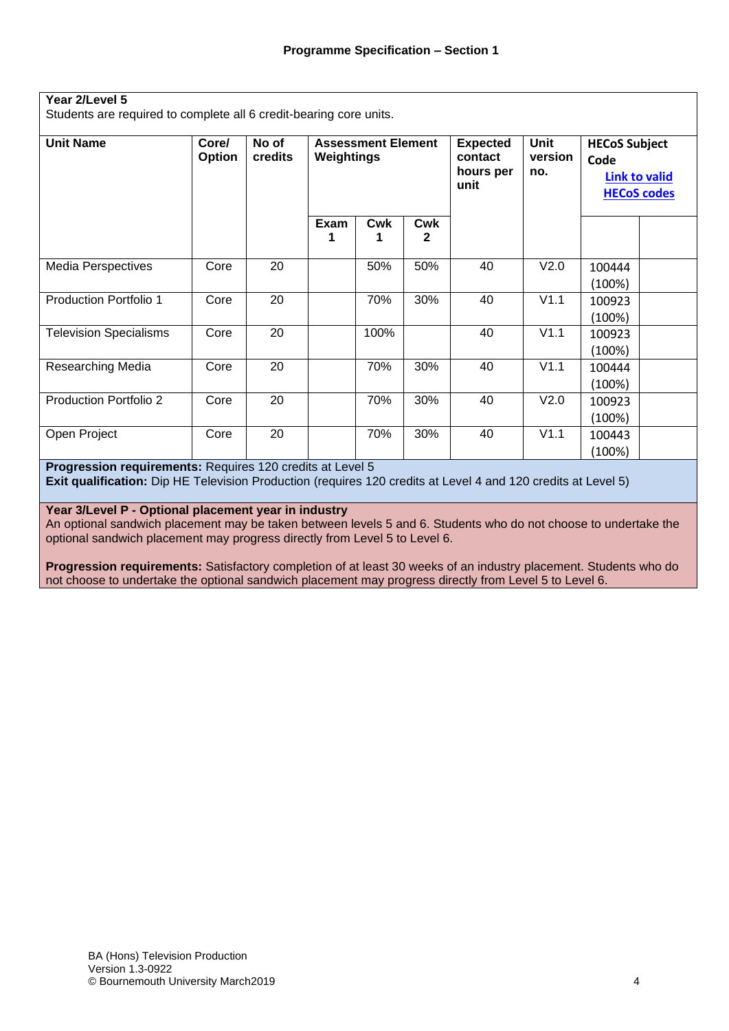## Programme Specification – Section 1

**Year 2/Level 5**

Students are required to complete all 6 credit-bearing core units.

| Unit Name | Core/ Option | No of credits | Assessment Element Weightings | | | Expected contact hours per unit | Unit version no. | HECoS Subject Code [Link to valid HECoS codes](#) | |
|---|---|---|---|---|---|---|---|---|---|
| | | | Exam 1 | Cwk 1 | Cwk 2 | | | | |
| Media Perspectives | Core | 20 | | 50% | 50% | 40 | V2.0 | 100444 (100%) | |
| Production Portfolio 1 | Core | 20 | | 70% | 30% | 40 | V1.1 | 100923 (100%) | |
| Television Specialisms | Core | 20 | | 100% | | 40 | V1.1 | 100923 (100%) | |
| Researching Media | Core | 20 | | 70% | 30% | 40 | V1.1 | 100444 (100%) | |
| Production Portfolio 2 | Core | 20 | | 70% | 30% | 40 | V2.0 | 100923 (100%) | |
| Open Project | Core | 20 | | 70% | 30% | 40 | V1.1 | 100443 (100%) | |

**Progression requirements:** Requires 120 credits at Level 5

**Exit qualification:** Dip HE Television Production (requires 120 credits at Level 4 and 120 credits at Level 5)

**Year 3/Level P - Optional placement year in industry**

An optional sandwich placement may be taken between levels 5 and 6. Students who do not choose to undertake the optional sandwich placement may progress directly from Level 5 to Level 6.

**Progression requirements:** Satisfactory completion of at least 30 weeks of an industry placement. Students who do not choose to undertake the optional sandwich placement may progress directly from Level 5 to Level 6.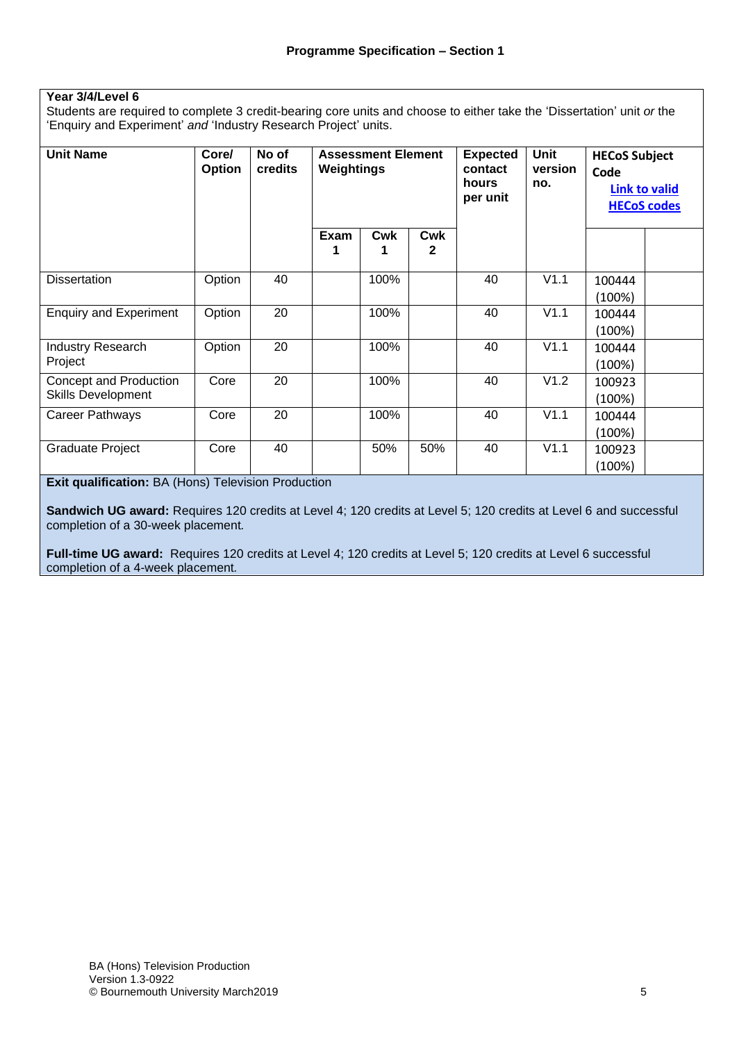**Year 3/4/Level 6**

Students are required to complete 3 credit-bearing core units and choose to either take the 'Dissertation' unit *or* the 'Enquiry and Experiment' *and* 'Industry Research Project' units.

| Unit Name | Core/ Option | No of credits | Assessment Element Weightings | | | Expected contact hours per unit | Unit version no. | HECoS Subject Code Link to valid HECoS codes | |
|---|---|---|---|---|---|---|---|---|---|
| | | | Exam 1 | Cwk 1 | Cwk 2 | | | | |
| Dissertation | Option | 40 | | 100% | | 40 | V1.1 | 100444 (100%) | |
| Enquiry and Experiment | Option | 20 | | 100% | | 40 | V1.1 | 100444 (100%) | |
| Industry Research Project | Option | 20 | | 100% | | 40 | V1.1 | 100444 (100%) | |
| Concept and Production Skills Development | Core | 20 | | 100% | | 40 | V1.2 | 100923 (100%) | |
| Career Pathways | Core | 20 | | 100% | | 40 | V1.1 | 100444 (100%) | |
| Graduate Project | Core | 40 | | 50% | 50% | 40 | V1.1 | 100923 (100%) | |

**Exit qualification:** BA (Hons) Television Production

**Sandwich UG award:** Requires 120 credits at Level 4; 120 credits at Level 5; 120 credits at Level 6 and successful completion of a 30-week placement.

**Full-time UG award:** Requires 120 credits at Level 4; 120 credits at Level 5; 120 credits at Level 6 successful completion of a 4-week placement.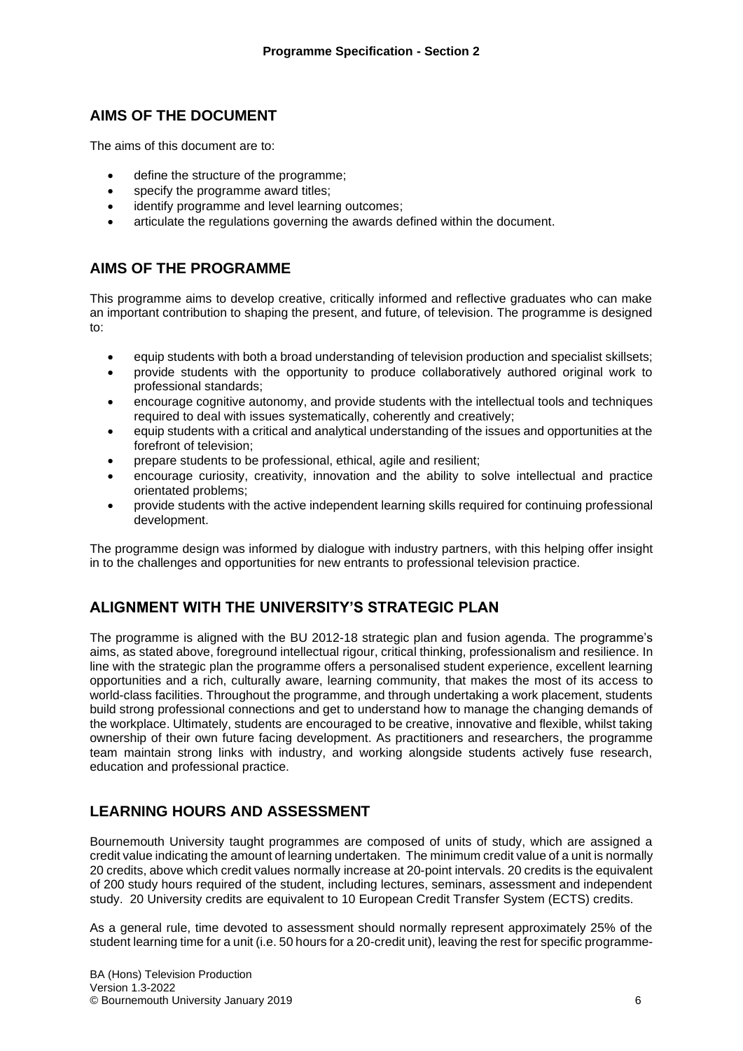## AIMS OF THE DOCUMENT

The aims of this document are to:

- define the structure of the programme;
- specify the programme award titles;
- identify programme and level learning outcomes;
- articulate the regulations governing the awards defined within the document.

## AIMS OF THE PROGRAMME

This programme aims to develop creative, critically informed and reflective graduates who can make an important contribution to shaping the present, and future, of television. The programme is designed to:

- equip students with both a broad understanding of television production and specialist skillsets;
- provide students with the opportunity to produce collaboratively authored original work to professional standards;
- encourage cognitive autonomy, and provide students with the intellectual tools and techniques required to deal with issues systematically, coherently and creatively;
- equip students with a critical and analytical understanding of the issues and opportunities at the forefront of television;
- prepare students to be professional, ethical, agile and resilient;
- encourage curiosity, creativity, innovation and the ability to solve intellectual and practice orientated problems;
- provide students with the active independent learning skills required for continuing professional development.

The programme design was informed by dialogue with industry partners, with this helping offer insight in to the challenges and opportunities for new entrants to professional television practice.

## ALIGNMENT WITH THE UNIVERSITY'S STRATEGIC PLAN

The programme is aligned with the BU 2012-18 strategic plan and fusion agenda. The programme's aims, as stated above, foreground intellectual rigour, critical thinking, professionalism and resilience. In line with the strategic plan the programme offers a personalised student experience, excellent learning opportunities and a rich, culturally aware, learning community, that makes the most of its access to world-class facilities. Throughout the programme, and through undertaking a work placement, students build strong professional connections and get to understand how to manage the changing demands of the workplace. Ultimately, students are encouraged to be creative, innovative and flexible, whilst taking ownership of their own future facing development. As practitioners and researchers, the programme team maintain strong links with industry, and working alongside students actively fuse research, education and professional practice.

## LEARNING HOURS AND ASSESSMENT

Bournemouth University taught programmes are composed of units of study, which are assigned a credit value indicating the amount of learning undertaken. The minimum credit value of a unit is normally 20 credits, above which credit values normally increase at 20-point intervals. 20 credits is the equivalent of 200 study hours required of the student, including lectures, seminars, assessment and independent study. 20 University credits are equivalent to 10 European Credit Transfer System (ECTS) credits.

As a general rule, time devoted to assessment should normally represent approximately 25% of the student learning time for a unit (i.e. 50 hours for a 20-credit unit), leaving the rest for specific programme-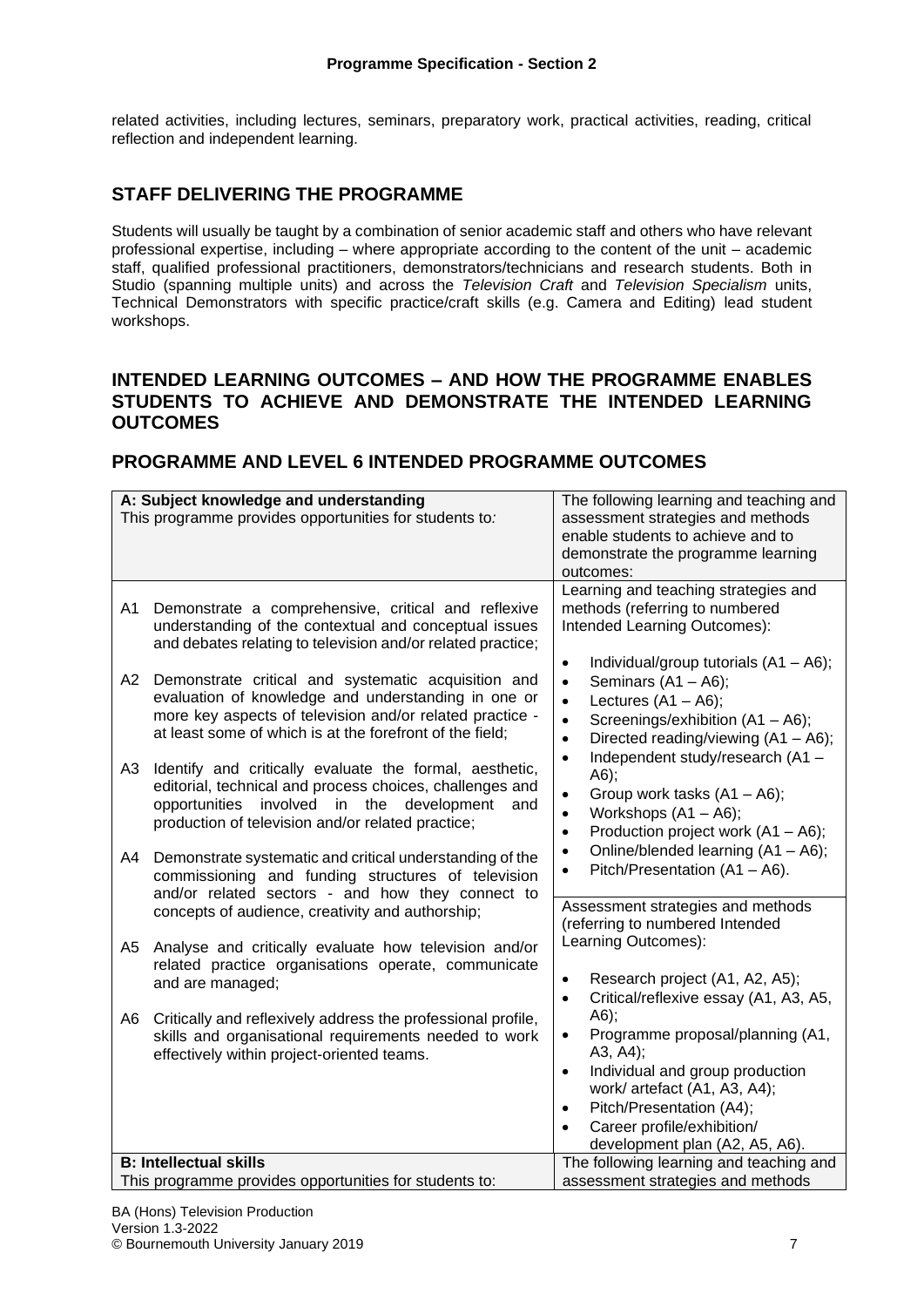related activities, including lectures, seminars, preparatory work, practical activities, reading, critical reflection and independent learning.

## STAFF DELIVERING THE PROGRAMME

Students will usually be taught by a combination of senior academic staff and others who have relevant professional expertise, including – where appropriate according to the content of the unit – academic staff, qualified professional practitioners, demonstrators/technicians and research students. Both in Studio (spanning multiple units) and across the *Television Craft* and *Television Specialism* units, Technical Demonstrators with specific practice/craft skills (e.g. Camera and Editing) lead student workshops.

## INTENDED LEARNING OUTCOMES – AND HOW THE PROGRAMME ENABLES STUDENTS TO ACHIEVE AND DEMONSTRATE THE INTENDED LEARNING OUTCOMES

## PROGRAMME AND LEVEL 6 INTENDED PROGRAMME OUTCOMES

| **A: Subject knowledge and understanding**<br>This programme provides opportunities for students to: | The following learning and teaching and assessment strategies and methods enable students to achieve and to demonstrate the programme learning outcomes: |
|---|---|
| A1 Demonstrate a comprehensive, critical and reflexive understanding of the contextual and conceptual issues and debates relating to television and/or related practice;<br><br>A2 Demonstrate critical and systematic acquisition and evaluation of knowledge and understanding in one or more key aspects of television and/or related practice - at least some of which is at the forefront of the field;<br><br>A3 Identify and critically evaluate the formal, aesthetic, editorial, technical and process choices, challenges and opportunities involved in the development and production of television and/or related practice;<br><br>A4 Demonstrate systematic and critical understanding of the commissioning and funding structures of television and/or related sectors - and how they connect to concepts of audience, creativity and authorship;<br><br>A5 Analyse and critically evaluate how television and/or related practice organisations operate, communicate and are managed;<br><br>A6 Critically and reflexively address the professional profile, skills and organisational requirements needed to work effectively within project-oriented teams. | Learning and teaching strategies and methods (referring to numbered Intended Learning Outcomes):<br><br>• Individual/group tutorials (A1 – A6);<br>• Seminars (A1 – A6);<br>• Lectures (A1 – A6);<br>• Screenings/exhibition (A1 – A6);<br>• Directed reading/viewing (A1 – A6);<br>• Independent study/research (A1 – A6);<br>• Group work tasks (A1 – A6);<br>• Workshops (A1 – A6);<br>• Production project work (A1 – A6);<br>• Online/blended learning (A1 – A6);<br>• Pitch/Presentation (A1 – A6).<br><br>Assessment strategies and methods (referring to numbered Intended Learning Outcomes):<br><br>• Research project (A1, A2, A5);<br>• Critical/reflexive essay (A1, A3, A5, A6);<br>• Programme proposal/planning (A1, A3, A4);<br>• Individual and group production work/ artefact (A1, A3, A4);<br>• Pitch/Presentation (A4);<br>• Career profile/exhibition/ development plan (A2, A5, A6). |
| **B: Intellectual skills**<br>This programme provides opportunities for students to: | The following learning and teaching and assessment strategies and methods |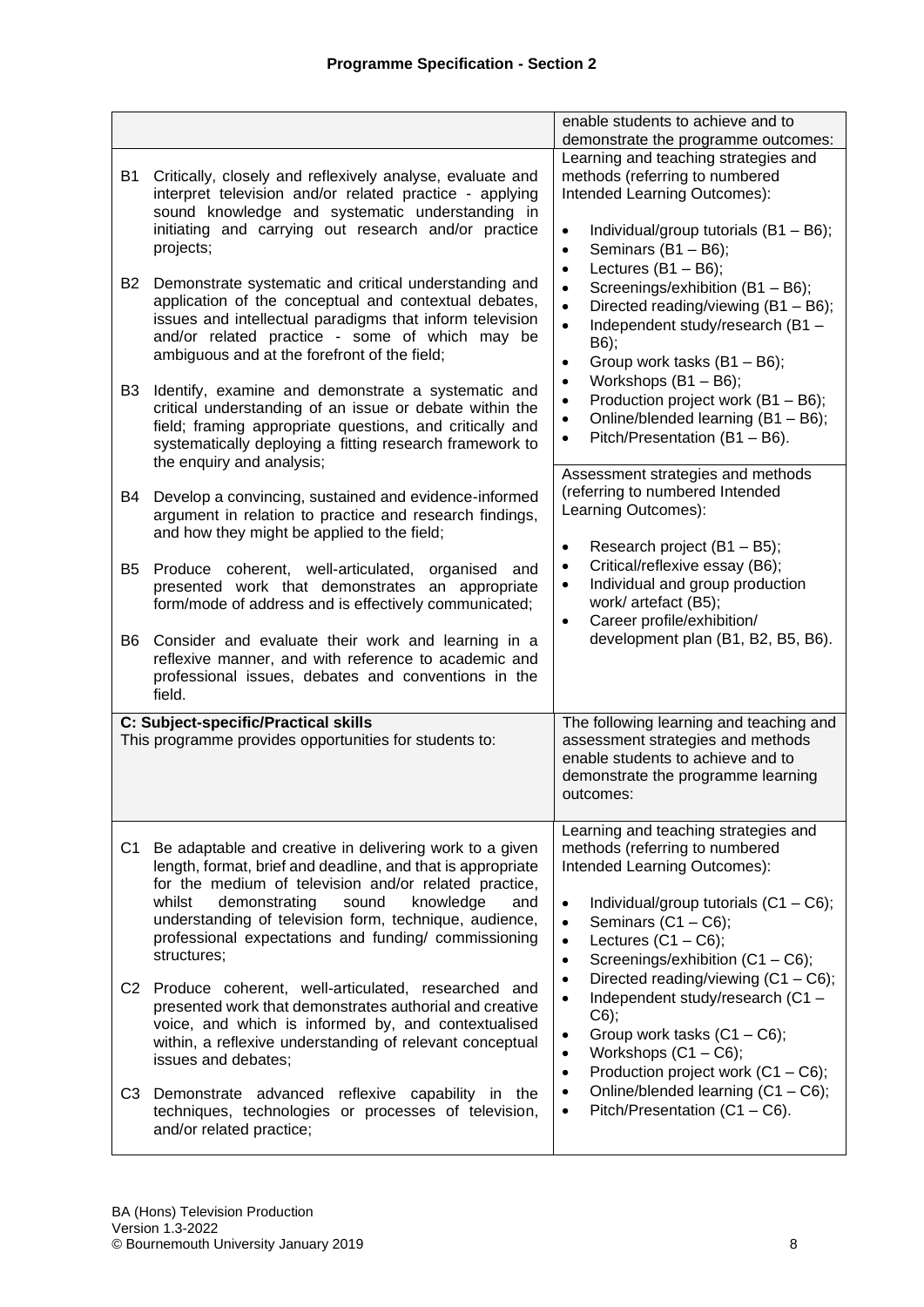**Programme Specification - Section 2**

| | enable students to achieve and to demonstrate the programme outcomes: |
|---|---|
| B1 Critically, closely and reflexively analyse, evaluate and interpret television and/or related practice - applying sound knowledge and systematic understanding in initiating and carrying out research and/or practice projects;<br><br>B2 Demonstrate systematic and critical understanding and application of the conceptual and contextual debates, issues and intellectual paradigms that inform television and/or related practice - some of which may be ambiguous and at the forefront of the field;<br><br>B3 Identify, examine and demonstrate a systematic and critical understanding of an issue or debate within the field; framing appropriate questions, and critically and systematically deploying a fitting research framework to the enquiry and analysis;<br><br>B4 Develop a convincing, sustained and evidence-informed argument in relation to practice and research findings, and how they might be applied to the field;<br><br>B5 Produce coherent, well-articulated, organised and presented work that demonstrates an appropriate form/mode of address and is effectively communicated;<br><br>B6 Consider and evaluate their work and learning in a reflexive manner, and with reference to academic and professional issues, debates and conventions in the field. | Learning and teaching strategies and methods (referring to numbered Intended Learning Outcomes):<br><br>• Individual/group tutorials (B1 – B6);<br>• Seminars (B1 – B6);<br>• Lectures (B1 – B6);<br>• Screenings/exhibition (B1 – B6);<br>• Directed reading/viewing (B1 – B6);<br>• Independent study/research (B1 – B6);<br>• Group work tasks (B1 – B6);<br>• Workshops (B1 – B6);<br>• Production project work (B1 – B6);<br>• Online/blended learning (B1 – B6);<br>• Pitch/Presentation (B1 – B6).<br><br>Assessment strategies and methods (referring to numbered Intended Learning Outcomes):<br><br>• Research project (B1 – B5);<br>• Critical/reflexive essay (B6);<br>• Individual and group production work/ artefact (B5);<br>• Career profile/exhibition/ development plan (B1, B2, B5, B6). |
| **C: Subject-specific/Practical skills**<br>This programme provides opportunities for students to: | The following learning and teaching and assessment strategies and methods enable students to achieve and to demonstrate the programme learning outcomes: |
| C1 Be adaptable and creative in delivering work to a given length, format, brief and deadline, and that is appropriate for the medium of television and/or related practice, whilst demonstrating sound knowledge and understanding of television form, technique, audience, professional expectations and funding/ commissioning structures;<br><br>C2 Produce coherent, well-articulated, researched and presented work that demonstrates authorial and creative voice, and which is informed by, and contextualised within, a reflexive understanding of relevant conceptual issues and debates;<br><br>C3 Demonstrate advanced reflexive capability in the techniques, technologies or processes of television, and/or related practice; | Learning and teaching strategies and methods (referring to numbered Intended Learning Outcomes):<br><br>• Individual/group tutorials (C1 – C6);<br>• Seminars (C1 – C6);<br>• Lectures (C1 – C6);<br>• Screenings/exhibition (C1 – C6);<br>• Directed reading/viewing (C1 – C6);<br>• Independent study/research (C1 – C6);<br>• Group work tasks (C1 – C6);<br>• Workshops (C1 – C6);<br>• Production project work (C1 – C6);<br>• Online/blended learning (C1 – C6);<br>• Pitch/Presentation (C1 – C6). |

BA (Hons) Television Production
Version 1.3-2022
© Bournemouth University January 2019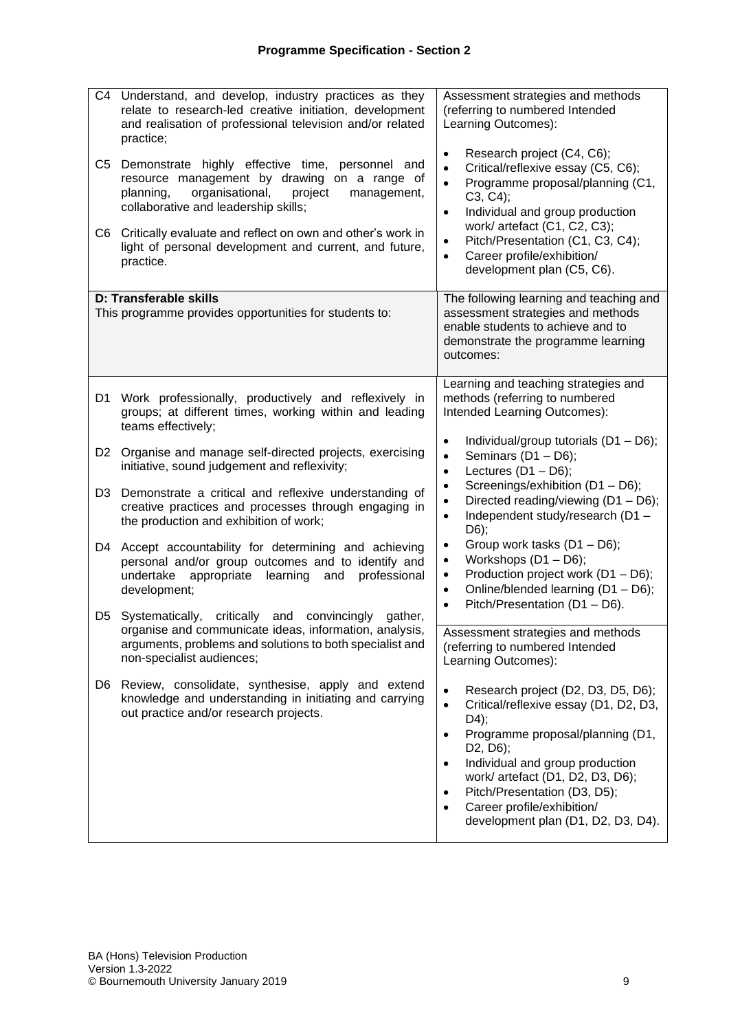## Programme Specification - Section 2

| | |
|---|---|
| C4 Understand, and develop, industry practices as they relate to research-led creative initiation, development and realisation of professional television and/or related practice;<br><br>C5 Demonstrate highly effective time, personnel and resource management by drawing on a range of planning, organisational, project management, collaborative and leadership skills;<br><br>C6 Critically evaluate and reflect on own and other's work in light of personal development and current, and future, practice. | Assessment strategies and methods (referring to numbered Intended Learning Outcomes):<br><br>• Research project (C4, C6);<br>• Critical/reflexive essay (C5, C6);<br>• Programme proposal/planning (C1, C3, C4);<br>• Individual and group production work/ artefact (C1, C2, C3);<br>• Pitch/Presentation (C1, C3, C4);<br>• Career profile/exhibition/ development plan (C5, C6). |
| **D: Transferable skills**<br>This programme provides opportunities for students to: | The following learning and teaching and assessment strategies and methods enable students to achieve and to demonstrate the programme learning outcomes: |
| D1 Work professionally, productively and reflexively in groups; at different times, working within and leading teams effectively;<br><br>D2 Organise and manage self-directed projects, exercising initiative, sound judgement and reflexivity;<br><br>D3 Demonstrate a critical and reflexive understanding of creative practices and processes through engaging in the production and exhibition of work;<br><br>D4 Accept accountability for determining and achieving personal and/or group outcomes and to identify and undertake appropriate learning and professional development;<br><br>D5 Systematically, critically and convincingly gather, organise and communicate ideas, information, analysis, arguments, problems and solutions to both specialist and non-specialist audiences;<br><br>D6 Review, consolidate, synthesise, apply and extend knowledge and understanding in initiating and carrying out practice and/or research projects. | Learning and teaching strategies and methods (referring to numbered Intended Learning Outcomes):<br><br>• Individual/group tutorials (D1 – D6);<br>• Seminars (D1 – D6);<br>• Lectures (D1 – D6);<br>• Screenings/exhibition (D1 – D6);<br>• Directed reading/viewing (D1 – D6);<br>• Independent study/research (D1 – D6);<br>• Group work tasks (D1 – D6);<br>• Workshops (D1 – D6);<br>• Production project work (D1 – D6);<br>• Online/blended learning (D1 – D6);<br>• Pitch/Presentation (D1 – D6).<br><br>Assessment strategies and methods (referring to numbered Intended Learning Outcomes):<br><br>• Research project (D2, D3, D5, D6);<br>• Critical/reflexive essay (D1, D2, D3, D4);<br>• Programme proposal/planning (D1, D2, D6);<br>• Individual and group production work/ artefact (D1, D2, D3, D6);<br>• Pitch/Presentation (D3, D5);<br>• Career profile/exhibition/ development plan (D1, D2, D3, D4). |

BA (Hons) Television Production
Version 1.3-2022
© Bournemouth University January 2019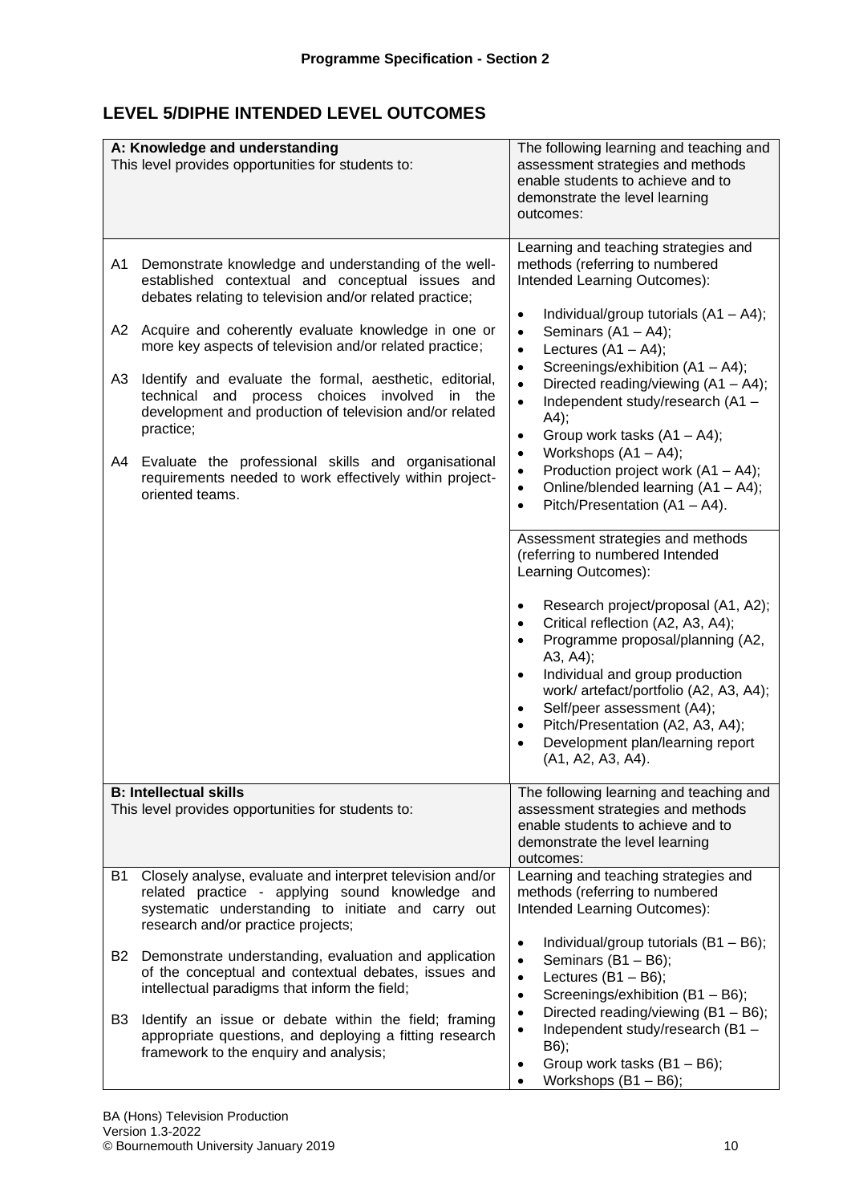**Programme Specification - Section 2**

## LEVEL 5/DIPHE INTENDED LEVEL OUTCOMES

| A: Knowledge and understanding<br>This level provides opportunities for students to: | The following learning and teaching and assessment strategies and methods enable students to achieve and to demonstrate the level learning outcomes: |
|---|---|
| A1 Demonstrate knowledge and understanding of the well-established contextual and conceptual issues and debates relating to television and/or related practice;<br><br>A2 Acquire and coherently evaluate knowledge in one or more key aspects of television and/or related practice;<br><br>A3 Identify and evaluate the formal, aesthetic, editorial, technical and process choices involved in the development and production of television and/or related practice;<br><br>A4 Evaluate the professional skills and organisational requirements needed to work effectively within project-oriented teams. | Learning and teaching strategies and methods (referring to numbered Intended Learning Outcomes):<br><br>• Individual/group tutorials (A1 – A4);<br>• Seminars (A1 – A4);<br>• Lectures (A1 – A4);<br>• Screenings/exhibition (A1 – A4);<br>• Directed reading/viewing (A1 – A4);<br>• Independent study/research (A1 – A4);<br>• Group work tasks (A1 – A4);<br>• Workshops (A1 – A4);<br>• Production project work (A1 – A4);<br>• Online/blended learning (A1 – A4);<br>• Pitch/Presentation (A1 – A4). |
| | Assessment strategies and methods (referring to numbered Intended Learning Outcomes):<br><br>• Research project/proposal (A1, A2);<br>• Critical reflection (A2, A3, A4);<br>• Programme proposal/planning (A2, A3, A4);<br>• Individual and group production work/ artefact/portfolio (A2, A3, A4);<br>• Self/peer assessment (A4);<br>• Pitch/Presentation (A2, A3, A4);<br>• Development plan/learning report (A1, A2, A3, A4). |
| **B: Intellectual skills**<br>This level provides opportunities for students to: | The following learning and teaching and assessment strategies and methods enable students to achieve and to demonstrate the level learning outcomes: |
| B1 Closely analyse, evaluate and interpret television and/or related practice - applying sound knowledge and systematic understanding to initiate and carry out research and/or practice projects;<br><br>B2 Demonstrate understanding, evaluation and application of the conceptual and contextual debates, issues and intellectual paradigms that inform the field;<br><br>B3 Identify an issue or debate within the field; framing appropriate questions, and deploying a fitting research framework to the enquiry and analysis; | Learning and teaching strategies and methods (referring to numbered Intended Learning Outcomes):<br><br>• Individual/group tutorials (B1 – B6);<br>• Seminars (B1 – B6);<br>• Lectures (B1 – B6);<br>• Screenings/exhibition (B1 – B6);<br>• Directed reading/viewing (B1 – B6);<br>• Independent study/research (B1 – B6);<br>• Group work tasks (B1 – B6);<br>• Workshops (B1 – B6); |

BA (Hons) Television Production
Version 1.3-2022
© Bournemouth University January 2019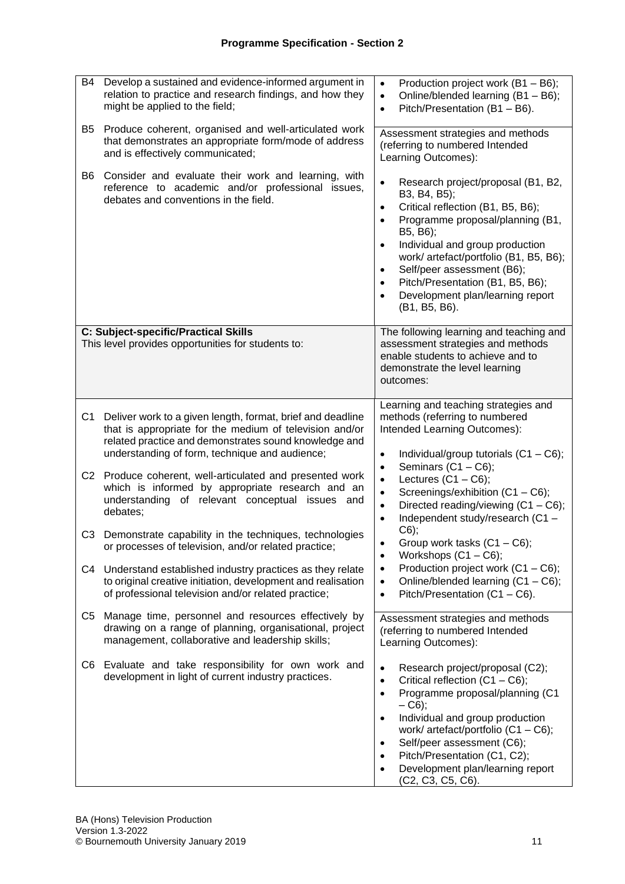**Programme Specification - Section 2**

| | |
|---|---|
| B4 Develop a sustained and evidence-informed argument in relation to practice and research findings, and how they might be applied to the field;<br><br>B5 Produce coherent, organised and well-articulated work that demonstrates an appropriate form/mode of address and is effectively communicated;<br><br>B6 Consider and evaluate their work and learning, with reference to academic and/or professional issues, debates and conventions in the field. | • Production project work (B1 – B6);<br>• Online/blended learning (B1 – B6);<br>• Pitch/Presentation (B1 – B6).<br><br>Assessment strategies and methods (referring to numbered Intended Learning Outcomes):<br><br>• Research project/proposal (B1, B2, B3, B4, B5);<br>• Critical reflection (B1, B5, B6);<br>• Programme proposal/planning (B1, B5, B6);<br>• Individual and group production work/ artefact/portfolio (B1, B5, B6);<br>• Self/peer assessment (B6);<br>• Pitch/Presentation (B1, B5, B6);<br>• Development plan/learning report (B1, B5, B6). |
| **C: Subject-specific/Practical Skills**<br>This level provides opportunities for students to: | The following learning and teaching and assessment strategies and methods enable students to achieve and to demonstrate the level learning outcomes: |
| C1 Deliver work to a given length, format, brief and deadline that is appropriate for the medium of television and/or related practice and demonstrates sound knowledge and understanding of form, technique and audience;<br><br>C2 Produce coherent, well-articulated and presented work which is informed by appropriate research and an understanding of relevant conceptual issues and debates;<br><br>C3 Demonstrate capability in the techniques, technologies or processes of television, and/or related practice;<br><br>C4 Understand established industry practices as they relate to original creative initiation, development and realisation of professional television and/or related practice;<br><br>C5 Manage time, personnel and resources effectively by drawing on a range of planning, organisational, project management, collaborative and leadership skills;<br><br>C6 Evaluate and take responsibility for own work and development in light of current industry practices. | Learning and teaching strategies and methods (referring to numbered Intended Learning Outcomes):<br><br>• Individual/group tutorials (C1 – C6);<br>• Seminars (C1 – C6);<br>• Lectures (C1 – C6);<br>• Screenings/exhibition (C1 – C6);<br>• Directed reading/viewing (C1 – C6);<br>• Independent study/research (C1 – C6);<br>• Group work tasks (C1 – C6);<br>• Workshops (C1 – C6);<br>• Production project work (C1 – C6);<br>• Online/blended learning (C1 – C6);<br>• Pitch/Presentation (C1 – C6).<br><br>Assessment strategies and methods (referring to numbered Intended Learning Outcomes):<br><br>• Research project/proposal (C2);<br>• Critical reflection (C1 – C6);<br>• Programme proposal/planning (C1 – C6);<br>• Individual and group production work/ artefact/portfolio (C1 – C6);<br>• Self/peer assessment (C6);<br>• Pitch/Presentation (C1, C2);<br>• Development plan/learning report (C2, C3, C5, C6). |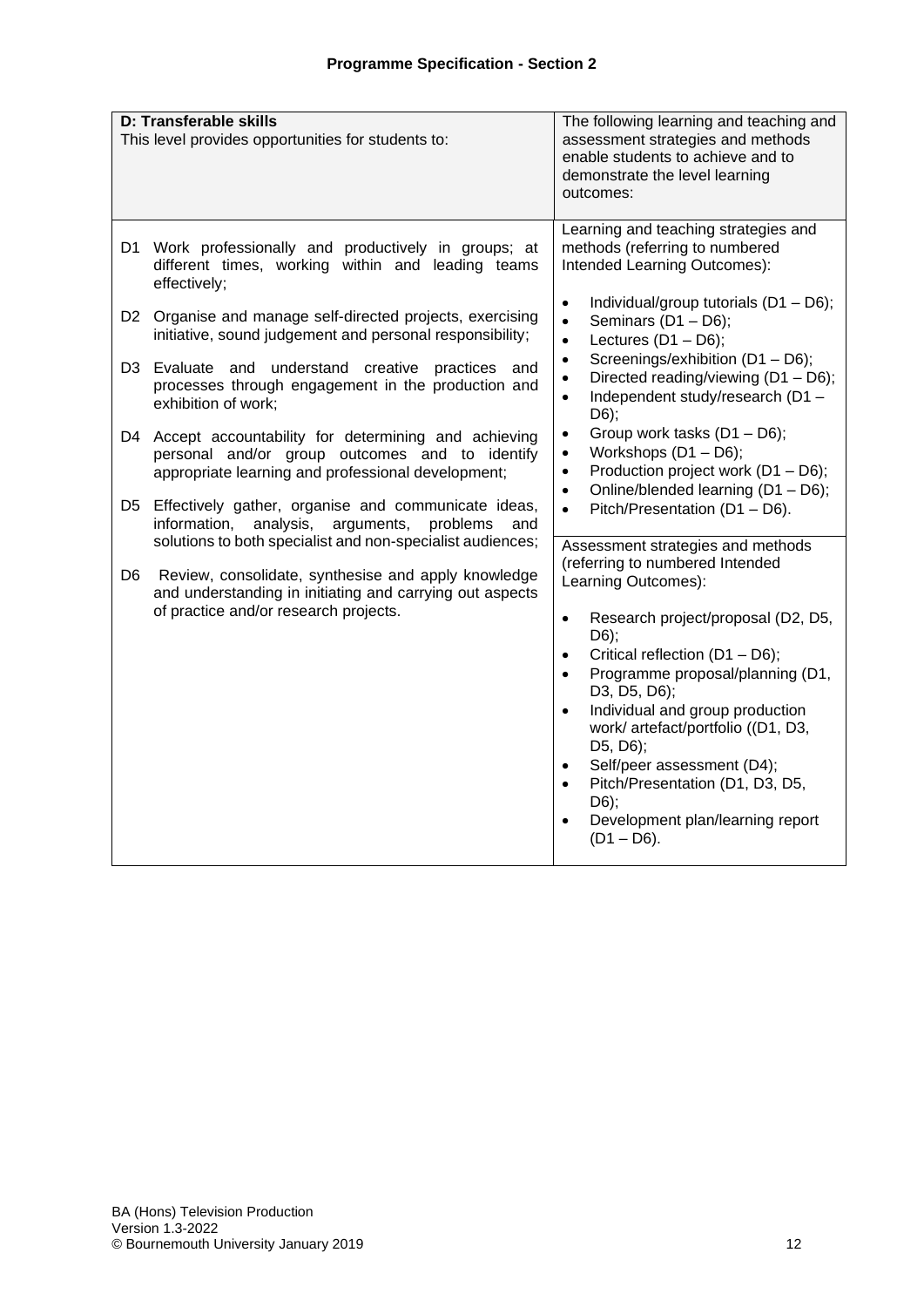## Programme Specification - Section 2

| **D: Transferable skills**<br>This level provides opportunities for students to: | The following learning and teaching and assessment strategies and methods enable students to achieve and to demonstrate the level learning outcomes: |
|---|---|
| D1 Work professionally and productively in groups; at different times, working within and leading teams effectively;<br><br>D2 Organise and manage self-directed projects, exercising initiative, sound judgement and personal responsibility;<br><br>D3 Evaluate and understand creative practices and processes through engagement in the production and exhibition of work;<br><br>D4 Accept accountability for determining and achieving personal and/or group outcomes and to identify appropriate learning and professional development;<br><br>D5 Effectively gather, organise and communicate ideas, information, analysis, arguments, problems and solutions to both specialist and non-specialist audiences;<br><br>D6 Review, consolidate, synthesise and apply knowledge and understanding in initiating and carrying out aspects of practice and/or research projects. | Learning and teaching strategies and methods (referring to numbered Intended Learning Outcomes):<br><br>• Individual/group tutorials (D1 – D6);<br>• Seminars (D1 – D6);<br>• Lectures (D1 – D6);<br>• Screenings/exhibition (D1 – D6);<br>• Directed reading/viewing (D1 – D6);<br>• Independent study/research (D1 – D6);<br>• Group work tasks (D1 – D6);<br>• Workshops (D1 – D6);<br>• Production project work (D1 – D6);<br>• Online/blended learning (D1 – D6);<br>• Pitch/Presentation (D1 – D6).<br><br>Assessment strategies and methods (referring to numbered Intended Learning Outcomes):<br><br>• Research project/proposal (D2, D5, D6);<br>• Critical reflection (D1 – D6);<br>• Programme proposal/planning (D1, D3, D5, D6);<br>• Individual and group production work/ artefact/portfolio ((D1, D3, D5, D6);<br>• Self/peer assessment (D4);<br>• Pitch/Presentation (D1, D3, D5, D6);<br>• Development plan/learning report (D1 – D6). |

BA (Hons) Television Production
Version 1.3-2022
© Bournemouth University January 2019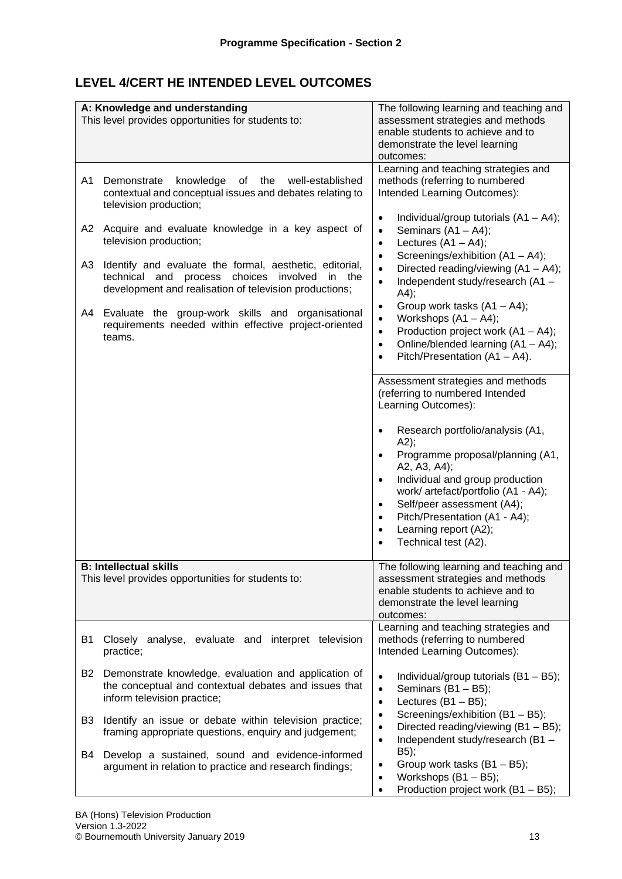**Programme Specification - Section 2**

## LEVEL 4/CERT HE INTENDED LEVEL OUTCOMES

| **A: Knowledge and understanding**<br>This level provides opportunities for students to: | The following learning and teaching and assessment strategies and methods enable students to achieve and to demonstrate the level learning outcomes: |
|---|---|
| A1 Demonstrate knowledge of the well-established contextual and conceptual issues and debates relating to television production;<br><br>A2 Acquire and evaluate knowledge in a key aspect of television production;<br><br>A3 Identify and evaluate the formal, aesthetic, editorial, technical and process choices involved in the development and realisation of television productions;<br><br>A4 Evaluate the group-work skills and organisational requirements needed within effective project-oriented teams. | Learning and teaching strategies and methods (referring to numbered Intended Learning Outcomes):<br><br>• Individual/group tutorials (A1 – A4);<br>• Seminars (A1 – A4);<br>• Lectures (A1 – A4);<br>• Screenings/exhibition (A1 – A4);<br>• Directed reading/viewing (A1 – A4);<br>• Independent study/research (A1 – A4);<br>• Group work tasks (A1 – A4);<br>• Workshops (A1 – A4);<br>• Production project work (A1 – A4);<br>• Online/blended learning (A1 – A4);<br>• Pitch/Presentation (A1 – A4). |
| | Assessment strategies and methods (referring to numbered Intended Learning Outcomes):<br><br>• Research portfolio/analysis (A1, A2);<br>• Programme proposal/planning (A1, A2, A3, A4);<br>• Individual and group production work/ artefact/portfolio (A1 - A4);<br>• Self/peer assessment (A4);<br>• Pitch/Presentation (A1 - A4);<br>• Learning report (A2);<br>• Technical test (A2). |
| **B: Intellectual skills**<br>This level provides opportunities for students to: | The following learning and teaching and assessment strategies and methods enable students to achieve and to demonstrate the level learning outcomes: |
| B1 Closely analyse, evaluate and interpret television practice;<br><br>B2 Demonstrate knowledge, evaluation and application of the conceptual and contextual debates and issues that inform television practice;<br><br>B3 Identify an issue or debate within television practice; framing appropriate questions, enquiry and judgement;<br><br>B4 Develop a sustained, sound and evidence-informed argument in relation to practice and research findings; | Learning and teaching strategies and methods (referring to numbered Intended Learning Outcomes):<br><br>• Individual/group tutorials (B1 – B5);<br>• Seminars (B1 – B5);<br>• Lectures (B1 – B5);<br>• Screenings/exhibition (B1 – B5);<br>• Directed reading/viewing (B1 – B5);<br>• Independent study/research (B1 – B5);<br>• Group work tasks (B1 – B5);<br>• Workshops (B1 – B5);<br>• Production project work (B1 – B5); |

BA (Hons) Television Production
Version 1.3-2022
© Bournemouth University January 2019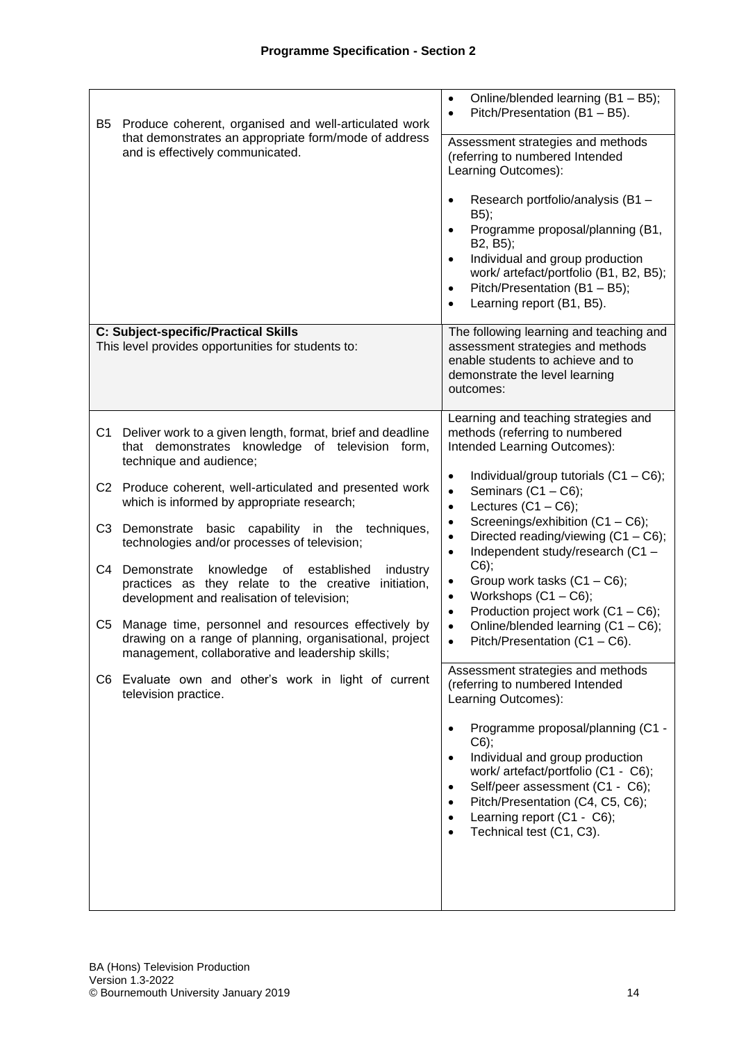## Programme Specification - Section 2

| | |
|---|---|
| B5 Produce coherent, organised and well-articulated work that demonstrates an appropriate form/mode of address and is effectively communicated. | • Online/blended learning (B1 – B5);<br>• Pitch/Presentation (B1 – B5).<br><br>Assessment strategies and methods (referring to numbered Intended Learning Outcomes):<br><br>• Research portfolio/analysis (B1 – B5);<br>• Programme proposal/planning (B1, B2, B5);<br>• Individual and group production work/ artefact/portfolio (B1, B2, B5);<br>• Pitch/Presentation (B1 – B5);<br>• Learning report (B1, B5). |
| **C: Subject-specific/Practical Skills**<br>This level provides opportunities for students to: | The following learning and teaching and assessment strategies and methods enable students to achieve and to demonstrate the level learning outcomes: |
| C1 Deliver work to a given length, format, brief and deadline that demonstrates knowledge of television form, technique and audience;<br><br>C2 Produce coherent, well-articulated and presented work which is informed by appropriate research;<br><br>C3 Demonstrate basic capability in the techniques, technologies and/or processes of television;<br><br>C4 Demonstrate knowledge of established industry practices as they relate to the creative initiation, development and realisation of television;<br><br>C5 Manage time, personnel and resources effectively by drawing on a range of planning, organisational, project management, collaborative and leadership skills;<br><br>C6 Evaluate own and other's work in light of current television practice. | Learning and teaching strategies and methods (referring to numbered Intended Learning Outcomes):<br><br>• Individual/group tutorials (C1 – C6);<br>• Seminars (C1 – C6);<br>• Lectures (C1 – C6);<br>• Screenings/exhibition (C1 – C6);<br>• Directed reading/viewing (C1 – C6);<br>• Independent study/research (C1 – C6);<br>• Group work tasks (C1 – C6);<br>• Workshops (C1 – C6);<br>• Production project work (C1 – C6);<br>• Online/blended learning (C1 – C6);<br>• Pitch/Presentation (C1 – C6).<br><br>Assessment strategies and methods (referring to numbered Intended Learning Outcomes):<br><br>• Programme proposal/planning (C1 - C6);<br>• Individual and group production work/ artefact/portfolio (C1 - C6);<br>• Self/peer assessment (C1 - C6);<br>• Pitch/Presentation (C4, C5, C6);<br>• Learning report (C1 - C6);<br>• Technical test (C1, C3). |

BA (Hons) Television Production
Version 1.3-2022
© Bournemouth University January 2019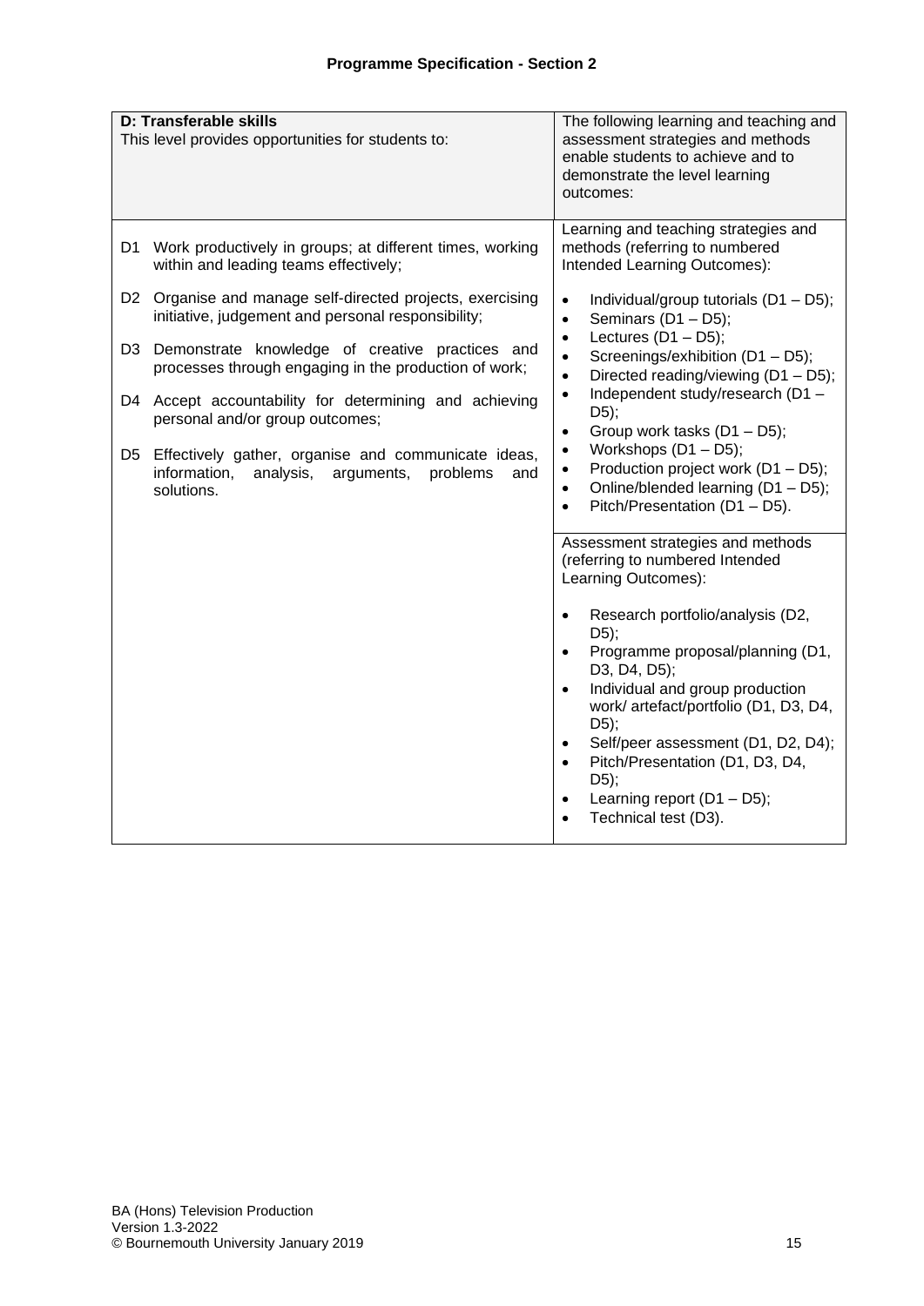## Programme Specification - Section 2

| **D: Transferable skills**<br>This level provides opportunities for students to: | The following learning and teaching and assessment strategies and methods enable students to achieve and to demonstrate the level learning outcomes: |
|---|---|
| D1 Work productively in groups; at different times, working within and leading teams effectively;<br><br>D2 Organise and manage self-directed projects, exercising initiative, judgement and personal responsibility;<br><br>D3 Demonstrate knowledge of creative practices and processes through engaging in the production of work;<br><br>D4 Accept accountability for determining and achieving personal and/or group outcomes;<br><br>D5 Effectively gather, organise and communicate ideas, information, analysis, arguments, problems and solutions. | Learning and teaching strategies and methods (referring to numbered Intended Learning Outcomes):<br><br>• Individual/group tutorials (D1 – D5);<br>• Seminars (D1 – D5);<br>• Lectures (D1 – D5);<br>• Screenings/exhibition (D1 – D5);<br>• Directed reading/viewing (D1 – D5);<br>• Independent study/research (D1 – D5);<br>• Group work tasks (D1 – D5);<br>• Workshops (D1 – D5);<br>• Production project work (D1 – D5);<br>• Online/blended learning (D1 – D5);<br>• Pitch/Presentation (D1 – D5). |
| | Assessment strategies and methods (referring to numbered Intended Learning Outcomes):<br><br>• Research portfolio/analysis (D2, D5);<br>• Programme proposal/planning (D1, D3, D4, D5);<br>• Individual and group production work/ artefact/portfolio (D1, D3, D4, D5);<br>• Self/peer assessment (D1, D2, D4);<br>• Pitch/Presentation (D1, D3, D4, D5);<br>• Learning report (D1 – D5);<br>• Technical test (D3). |

BA (Hons) Television Production
Version 1.3-2022
© Bournemouth University January 2019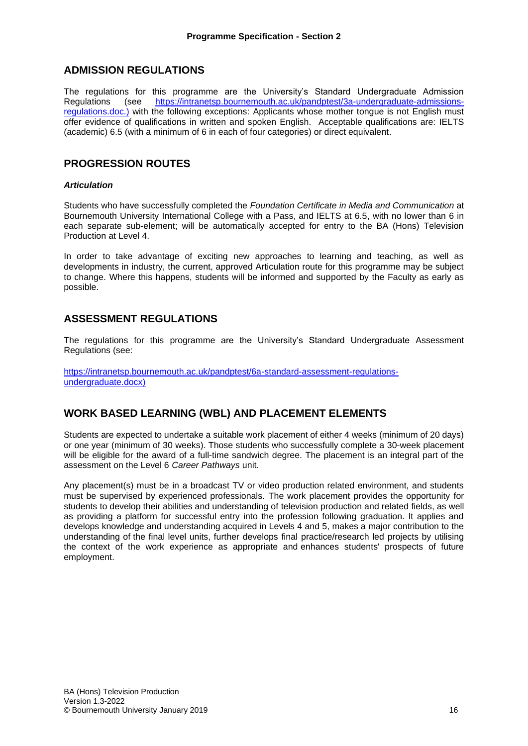## ADMISSION REGULATIONS

The regulations for this programme are the University's Standard Undergraduate Admission Regulations (see https://intranetsp.bournemouth.ac.uk/pandptest/3a-undergraduate-admissions-regulations.doc.) with the following exceptions: Applicants whose mother tongue is not English must offer evidence of qualifications in written and spoken English. Acceptable qualifications are: IELTS (academic) 6.5 (with a minimum of 6 in each of four categories) or direct equivalent.

## PROGRESSION ROUTES

### *Articulation*

Students who have successfully completed the *Foundation Certificate in Media and Communication* at Bournemouth University International College with a Pass, and IELTS at 6.5, with no lower than 6 in each separate sub-element; will be automatically accepted for entry to the BA (Hons) Television Production at Level 4.

In order to take advantage of exciting new approaches to learning and teaching, as well as developments in industry, the current, approved Articulation route for this programme may be subject to change. Where this happens, students will be informed and supported by the Faculty as early as possible.

## ASSESSMENT REGULATIONS

The regulations for this programme are the University's Standard Undergraduate Assessment Regulations (see:

https://intranetsp.bournemouth.ac.uk/pandptest/6a-standard-assessment-regulations-undergraduate.docx)

## WORK BASED LEARNING (WBL) AND PLACEMENT ELEMENTS

Students are expected to undertake a suitable work placement of either 4 weeks (minimum of 20 days) or one year (minimum of 30 weeks). Those students who successfully complete a 30-week placement will be eligible for the award of a full-time sandwich degree. The placement is an integral part of the assessment on the Level 6 *Career Pathways* unit.

Any placement(s) must be in a broadcast TV or video production related environment, and students must be supervised by experienced professionals. The work placement provides the opportunity for students to develop their abilities and understanding of television production and related fields, as well as providing a platform for successful entry into the profession following graduation. It applies and develops knowledge and understanding acquired in Levels 4 and 5, makes a major contribution to the understanding of the final level units, further develops final practice/research led projects by utilising the context of the work experience as appropriate and enhances students' prospects of future employment.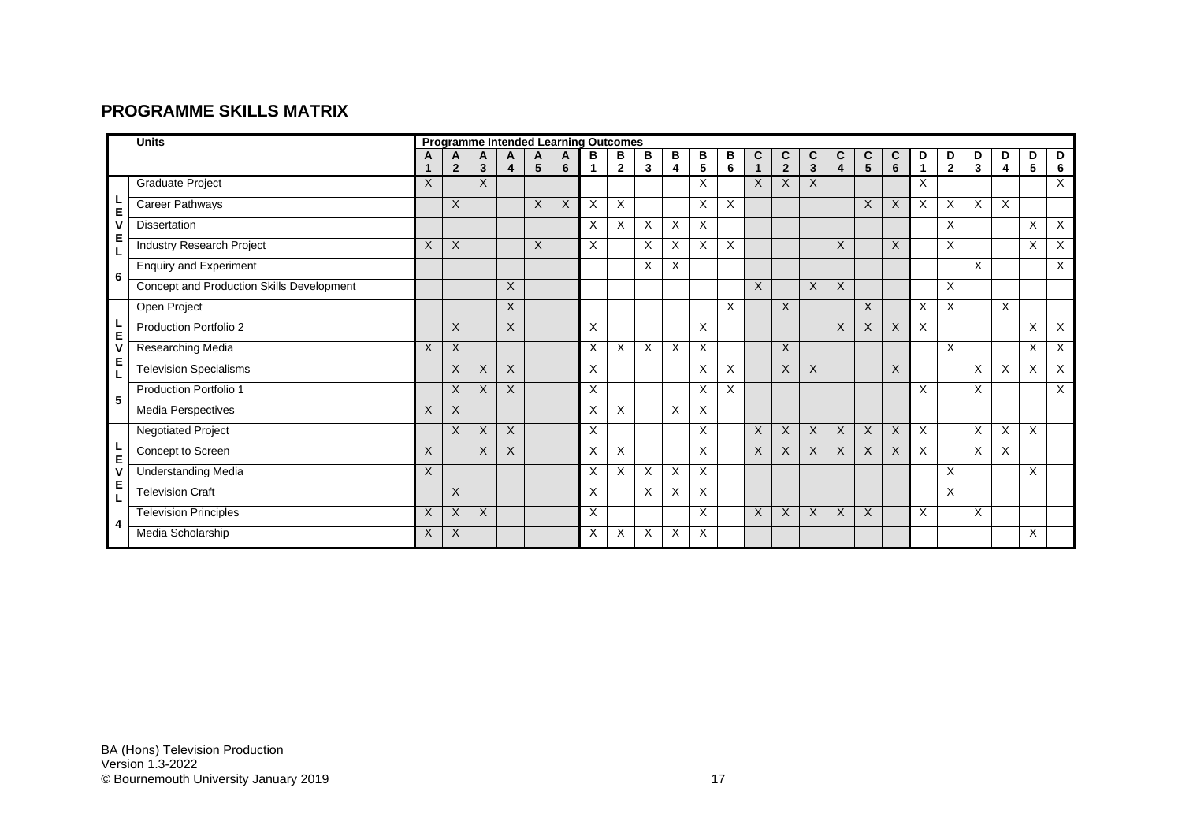## PROGRAMME SKILLS MATRIX

| | Units | Programme Intended Learning Outcomes | | | | | | | | | | | | | | | | | | | | | | | |
|---|---|---|---|---|---|---|---|---|---|---|---|---|---|---|---|---|---|---|---|---|---|---|---|---|---|
| | | A 1 | A 2 | A 3 | A 4 | A 5 | A 6 | B 1 | B 2 | B 3 | B 4 | B 5 | B 6 | C 1 | C 2 | C 3 | C 4 | C 5 | C 6 | D 1 | D 2 | D 3 | D 4 | D 5 | D 6 |
| LEVEL 6 | Graduate Project | X | | X | | | | | | | | X | | X | X | X | | | | X | | | | | X |
| | Career Pathways | | X | | | X | X | X | X | | | X | X | | | | | X | X | X | X | X | X | | |
| | Dissertation | | | | | | | X | X | X | X | X | | | | | | | | | X | | | X | X |
| | Industry Research Project | X | X | | | X | | X | | X | X | X | X | | | | X | | X | | X | | | X | X |
| | Enquiry and Experiment | | | | | | | | | X | X | | | | | | | | | | | X | | | X |
| | Concept and Production Skills Development | | | | X | | | | | | | | | X | | X | X | | | | X | | | | |
| LEVEL 5 | Open Project | | | | X | | | | | | | | X | | X | | | X | | X | X | | X | | |
| | Production Portfolio 2 | | X | | X | | | X | | | | X | | | | | X | X | X | X | | | | X | X |
| | Researching Media | X | X | | | | | X | X | X | X | X | | | X | | | | | | X | | | X | X |
| | Television Specialisms | | X | X | X | | | X | | | | X | X | | X | X | | | X | | | X | X | X | X |
| | Production Portfolio 1 | | X | X | X | | | X | | | | X | X | | | | | | | X | | X | | | X |
| | Media Perspectives | X | X | | | | | X | X | | X | X | | | | | | | | | | | | | |
| LEVEL 4 | Negotiated Project | | X | X | X | | | X | | | | X | | X | X | X | X | X | X | X | | X | X | X | |
| | Concept to Screen | X | | X | X | | | X | X | | | X | | X | X | X | X | X | X | X | | X | X | | |
| | Understanding Media | X | | | | | | X | X | X | X | X | | | | | | | | | X | | | X | |
| | Television Craft | | X | | | | | X | | X | X | X | | | | | | | | | X | | | | |
| | Television Principles | X | X | X | | | | X | | | | X | | X | X | X | X | X | | X | | X | | | |
| | Media Scholarship | X | X | | | | | X | X | X | X | X | | | | | | | | | | | | X | |

BA (Hons) Television Production
Version 1.3-2022
© Bournemouth University January 2019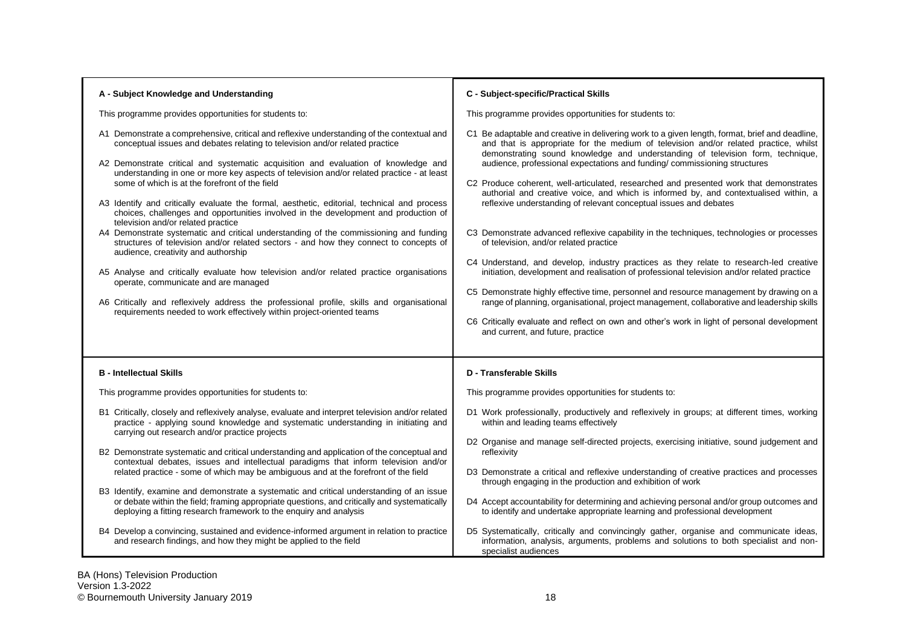## A - Subject Knowledge and Understanding

This programme provides opportunities for students to:

- A1 Demonstrate a comprehensive, critical and reflexive understanding of the contextual and conceptual issues and debates relating to television and/or related practice
- A2 Demonstrate critical and systematic acquisition and evaluation of knowledge and understanding in one or more key aspects of television and/or related practice - at least some of which is at the forefront of the field
- A3 Identify and critically evaluate the formal, aesthetic, editorial, technical and process choices, challenges and opportunities involved in the development and production of television and/or related practice
- A4 Demonstrate systematic and critical understanding of the commissioning and funding structures of television and/or related sectors - and how they connect to concepts of audience, creativity and authorship
- A5 Analyse and critically evaluate how television and/or related practice organisations operate, communicate and are managed
- A6 Critically and reflexively address the professional profile, skills and organisational requirements needed to work effectively within project-oriented teams

## B - Intellectual Skills

This programme provides opportunities for students to:

- B1 Critically, closely and reflexively analyse, evaluate and interpret television and/or related practice - applying sound knowledge and systematic understanding in initiating and carrying out research and/or practice projects
- B2 Demonstrate systematic and critical understanding and application of the conceptual and contextual debates, issues and intellectual paradigms that inform television and/or related practice - some of which may be ambiguous and at the forefront of the field
- B3 Identify, examine and demonstrate a systematic and critical understanding of an issue or debate within the field; framing appropriate questions, and critically and systematically deploying a fitting research framework to the enquiry and analysis
- B4 Develop a convincing, sustained and evidence-informed argument in relation to practice and research findings, and how they might be applied to the field

## C - Subject-specific/Practical Skills

This programme provides opportunities for students to:

- C1 Be adaptable and creative in delivering work to a given length, format, brief and deadline, and that is appropriate for the medium of television and/or related practice, whilst demonstrating sound knowledge and understanding of television form, technique, audience, professional expectations and funding/ commissioning structures
- C2 Produce coherent, well-articulated, researched and presented work that demonstrates authorial and creative voice, and which is informed by, and contextualised within, a reflexive understanding of relevant conceptual issues and debates
- C3 Demonstrate advanced reflexive capability in the techniques, technologies or processes of television, and/or related practice
- C4 Understand, and develop, industry practices as they relate to research-led creative initiation, development and realisation of professional television and/or related practice
- C5 Demonstrate highly effective time, personnel and resource management by drawing on a range of planning, organisational, project management, collaborative and leadership skills
- C6 Critically evaluate and reflect on own and other's work in light of personal development and current, and future, practice

## D - Transferable Skills

This programme provides opportunities for students to:

- D1 Work professionally, productively and reflexively in groups; at different times, working within and leading teams effectively
- D2 Organise and manage self-directed projects, exercising initiative, sound judgement and reflexivity
- D3 Demonstrate a critical and reflexive understanding of creative practices and processes through engaging in the production and exhibition of work
- D4 Accept accountability for determining and achieving personal and/or group outcomes and to identify and undertake appropriate learning and professional development
- D5 Systematically, critically and convincingly gather, organise and communicate ideas, information, analysis, arguments, problems and solutions to both specialist and non-specialist audiences

BA (Hons) Television Production
Version 1.3-2022
© Bournemouth University January 2019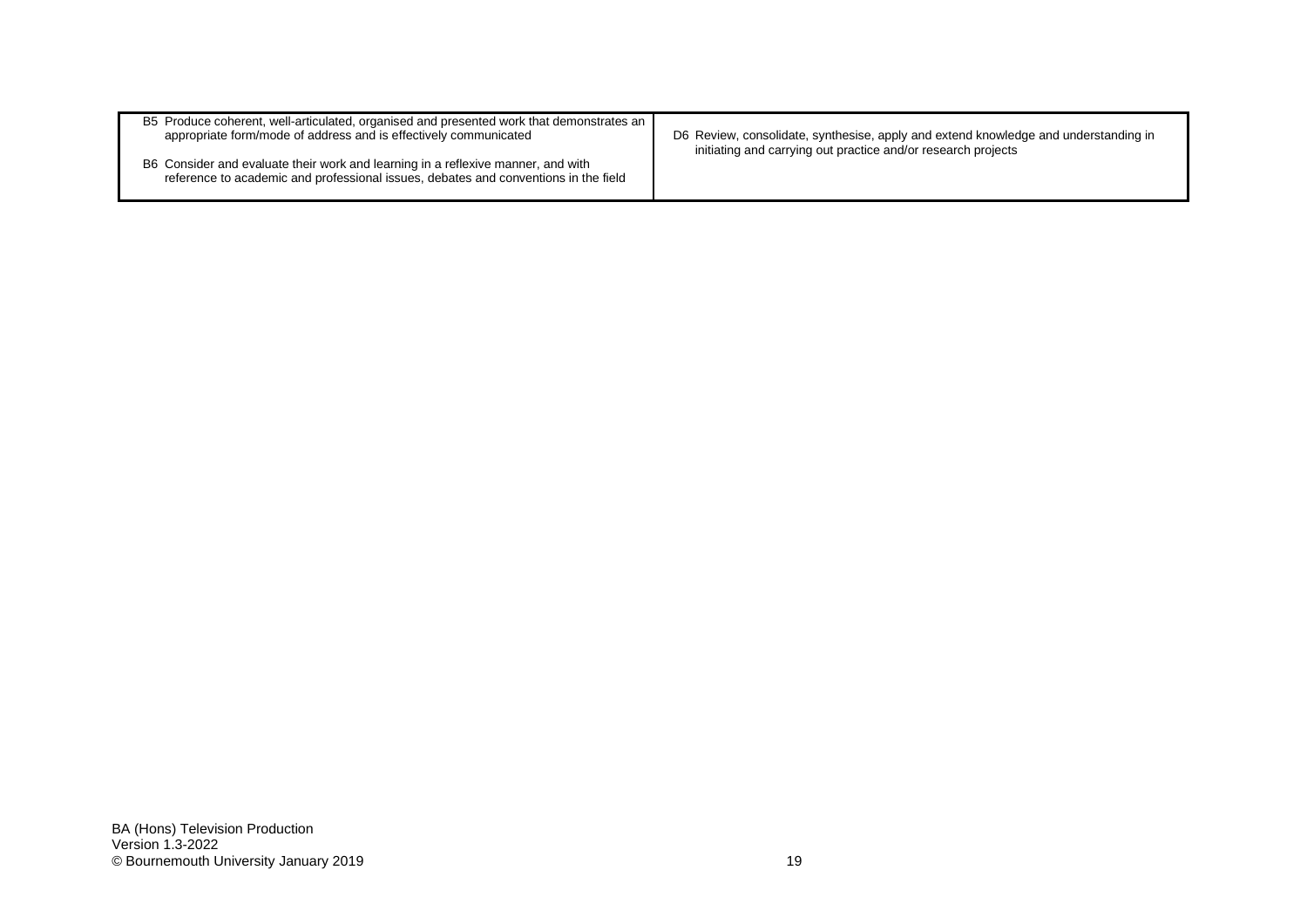| | |
|---|---|
| B5 Produce coherent, well-articulated, organised and presented work that demonstrates an appropriate form/mode of address and is effectively communicated<br><br>B6 Consider and evaluate their work and learning in a reflexive manner, and with reference to academic and professional issues, debates and conventions in the field | D6 Review, consolidate, synthesise, apply and extend knowledge and understanding in initiating and carrying out practice and/or research projects |